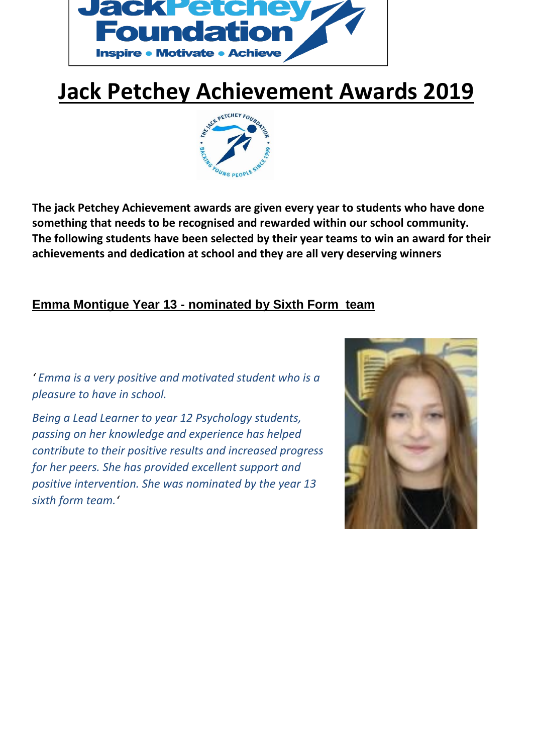# Jack Petchey Achievement Awards 2019

**The jack Petchey Achievement awards are given every year to students who have done something that needs to be recognised and rewarded within our school community. The following students have been selected by their year teams to win an award for their achievements and dedication at school and they are all very deserving winners**

## Emma Montigue Year 13 - nominated by Sixth Form team

*'Emma is a very positive and motivated student who is a pleasure to have in school.*

*Being a Lead Learner to year 12 Psychology students, passing on her knowledge and experience has helped contribute to their positive results and increased progress for her peers. She has provided excellent support and positive intervention. She was nominated by the year 13 sixth form team.'*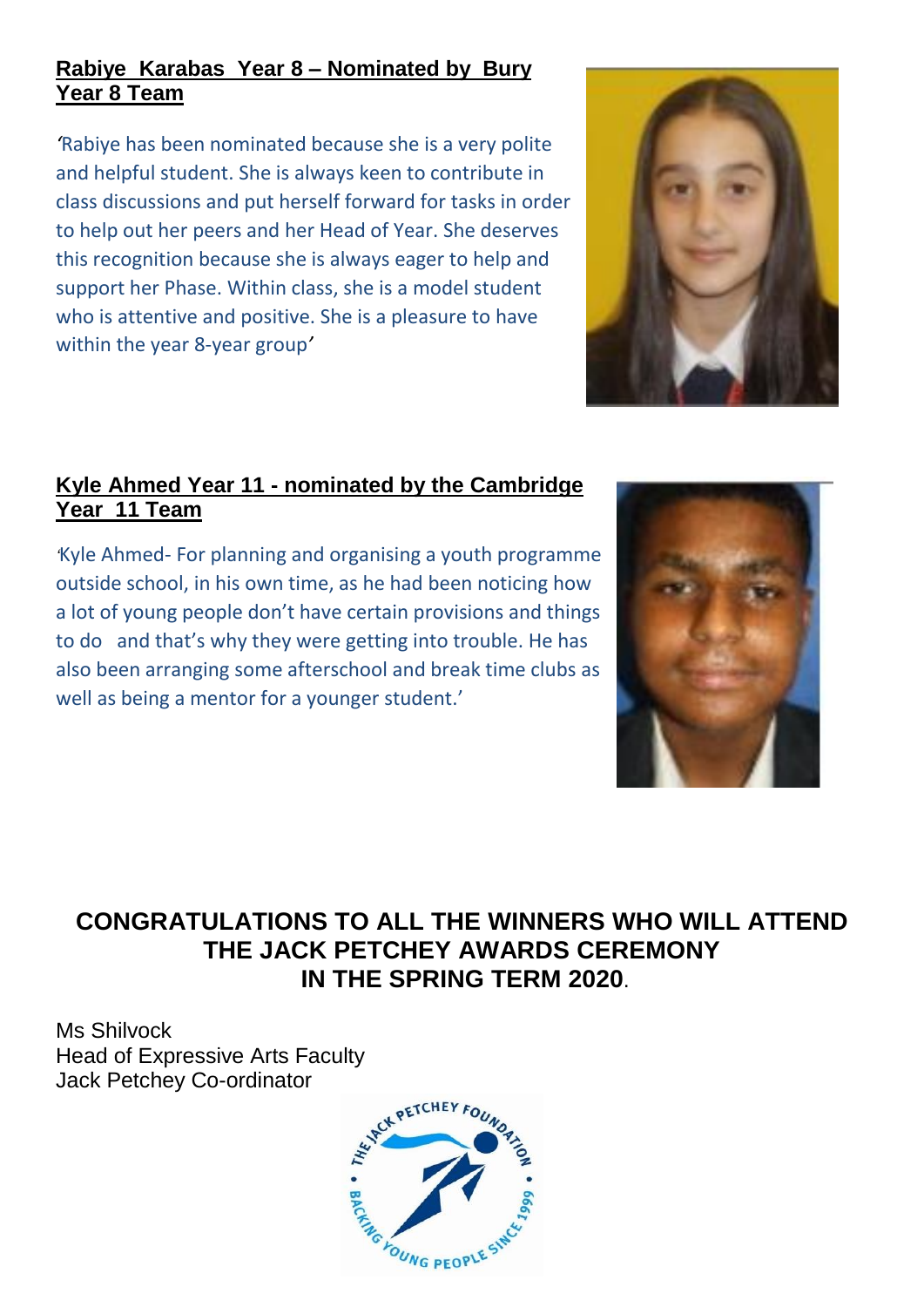**Rabiye Karabas Year 8 – Nominated by Bury Year 8 Team**

'Rabiye has been nominated because she is a very polite and helpful student. She is always keen to contribute in class discussions and put herself forward for tasks in order to help out her peers and her Head of Year. She deserves this recognition because she is always eager to help and support her Phase. Within class, she is a model student who is attentive and positive. She is a pleasure to have within the year 8-year group'

**Kyle Ahmed Year 11 - nominated by the Cambridge Year 11 Team**

'Kyle Ahmed- For planning and organising a youth programme outside school, in his own time, as he had been noticing how a lot of young people don't have certain provisions and things to do and that's why they were getting into trouble. He has also been arranging some afterschool and break time clubs as well as being a mentor for a younger student.'

**CONGRATULATIONS TO ALL THE WINNERS WHO WILL ATTEND THE JACK PETCHEY AWARDS CEREMONY IN THE SPRING TERM 2020**.

Ms Shilvock
Head of Expressive Arts Faculty
Jack Petchey Co-ordinator